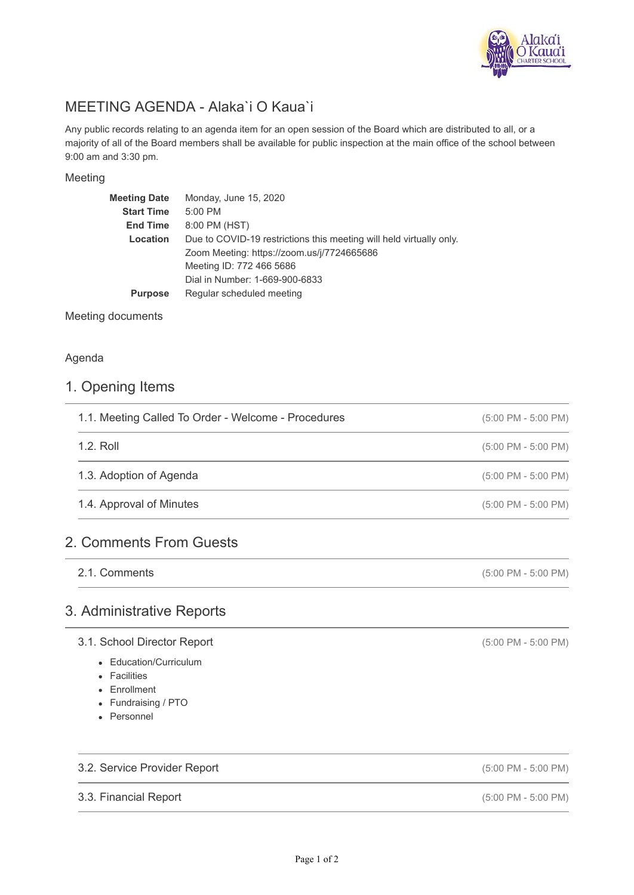# MEETING AGENDA - Alaka`i O Kaua`i

Any public records relating to an agenda item for an open session of the Board which are distributed to all, or a majority of all of the Board members shall be available for public inspection at the main office of the school between 9:00 am and 3:30 pm.

## Meeting

| | |
|---|---|
| **Meeting Date** | Monday, June 15, 2020 |
| **Start Time** | 5:00 PM |
| **End Time** | 8:00 PM (HST) |
| **Location** | Due to COVID-19 restrictions this meeting will held virtually only.<br>Zoom Meeting: https://zoom.us/j/7724665686<br>Meeting ID: 772 466 5686<br>Dial in Number: 1-669-900-6833 |
| **Purpose** | Regular scheduled meeting |

## Meeting documents

## Agenda

## 1. Opening Items

1.1. Meeting Called To Order - Welcome - Procedures (5:00 PM - 5:00 PM)

1.2. Roll (5:00 PM - 5:00 PM)

1.3. Adoption of Agenda (5:00 PM - 5:00 PM)

1.4. Approval of Minutes (5:00 PM - 5:00 PM)

## 2. Comments From Guests

2.1. Comments (5:00 PM - 5:00 PM)

## 3. Administrative Reports

3.1. School Director Report (5:00 PM - 5:00 PM)

- Education/Curriculum
- Facilities
- Enrollment
- Fundraising / PTO
- Personnel

3.2. Service Provider Report (5:00 PM - 5:00 PM)

3.3. Financial Report (5:00 PM - 5:00 PM)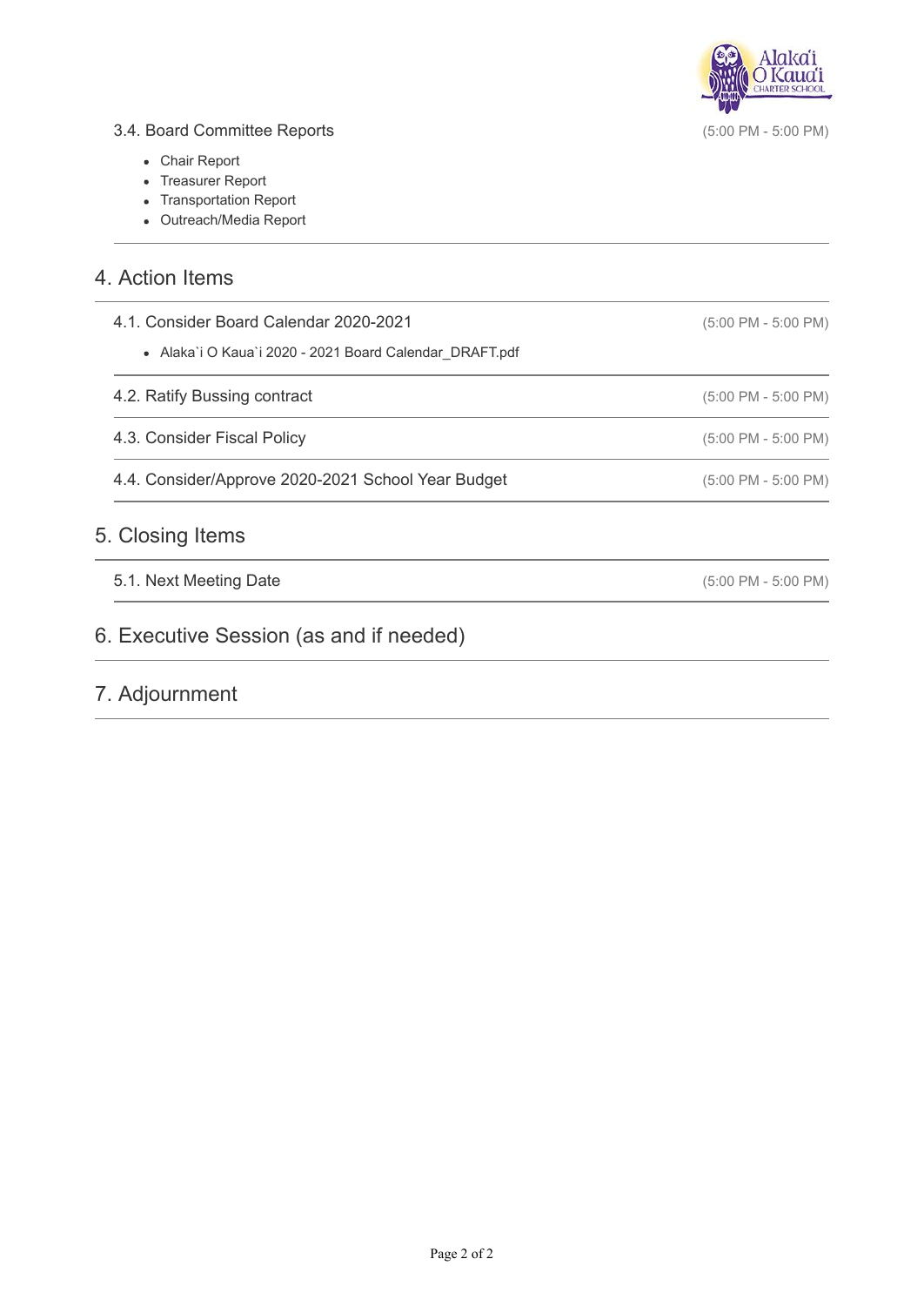### 3.4. Board Committee Reports (5:00 PM - 5:00 PM)

- Chair Report
- Treasurer Report
- Transportation Report
- Outreach/Media Report

## 4. Action Items

### 4.1. Consider Board Calendar 2020-2021 (5:00 PM - 5:00 PM)

- Alaka`i O Kaua`i 2020 - 2021 Board Calendar_DRAFT.pdf

### 4.2. Ratify Bussing contract (5:00 PM - 5:00 PM)

### 4.3. Consider Fiscal Policy (5:00 PM - 5:00 PM)

### 4.4. Consider/Approve 2020-2021 School Year Budget (5:00 PM - 5:00 PM)

## 5. Closing Items

### 5.1. Next Meeting Date (5:00 PM - 5:00 PM)

## 6. Executive Session (as and if needed)

## 7. Adjournment